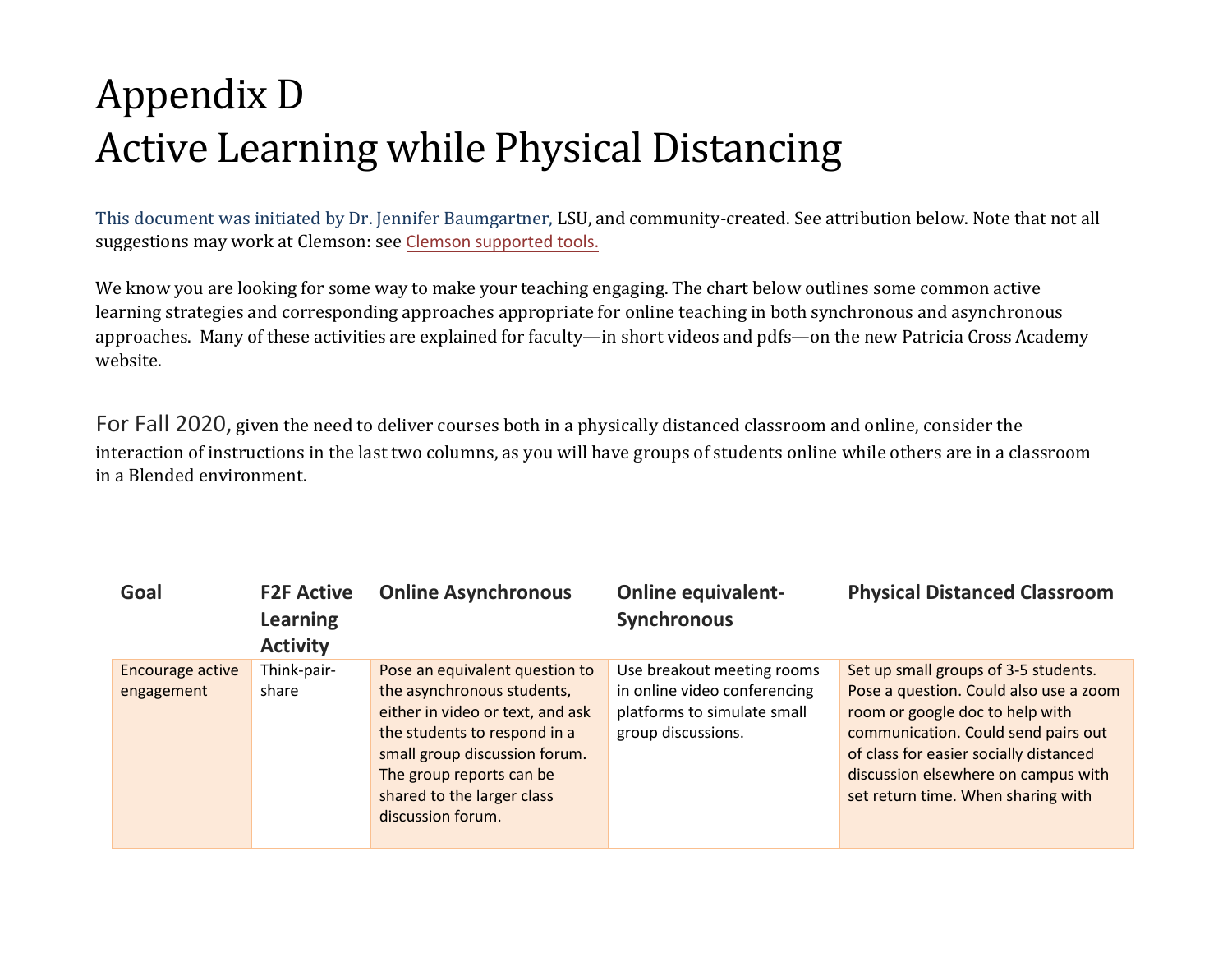# Appendix D
# Active Learning while Physical Distancing

This document was initiated by Dr. Jennifer Baumgartner, LSU, and community-created. See attribution below. Note that not all suggestions may work at Clemson: see Clemson supported tools.

We know you are looking for some way to make your teaching engaging. The chart below outlines some common active learning strategies and corresponding approaches appropriate for online teaching in both synchronous and asynchronous approaches. Many of these activities are explained for faculty—in short videos and pdfs—on the new Patricia Cross Academy website.

For Fall 2020, given the need to deliver courses both in a physically distanced classroom and online, consider the interaction of instructions in the last two columns, as you will have groups of students online while others are in a classroom in a Blended environment.

| Goal | F2F Active Learning Activity | Online Asynchronous | Online equivalent-Synchronous | Physical Distanced Classroom |
|---|---|---|---|---|
| Encourage active engagement | Think-pair-share | Pose an equivalent question to the asynchronous students, either in video or text, and ask the students to respond in a small group discussion forum. The group reports can be shared to the larger class discussion forum. | Use breakout meeting rooms in online video conferencing platforms to simulate small group discussions. | Set up small groups of 3-5 students. Pose a question. Could also use a zoom room or google doc to help with communication. Could send pairs out of class for easier socially distanced discussion elsewhere on campus with set return time. When sharing with |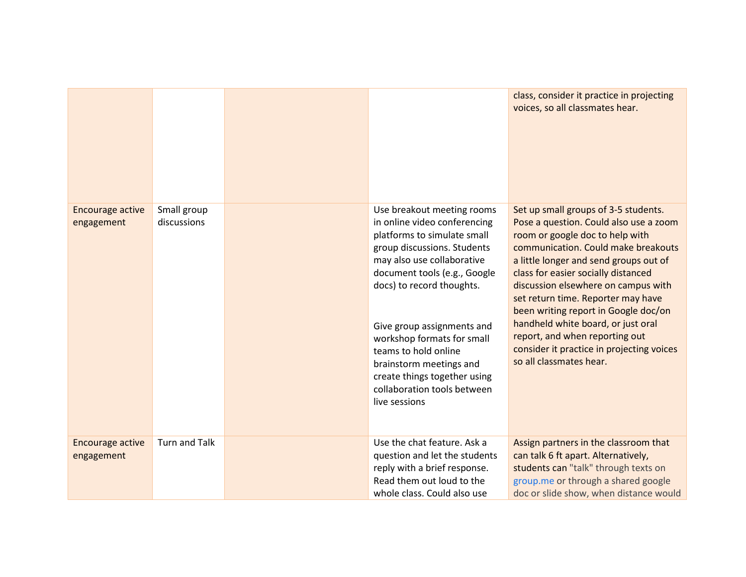| | | | | |
|---|---|---|---|---|
| | | | | class, consider it practice in projecting voices, so all classmates hear. |
| Encourage active engagement | Small group discussions | | Use breakout meeting rooms in online video conferencing platforms to simulate small group discussions. Students may also use collaborative document tools (e.g., Google docs) to record thoughts.<br><br>Give group assignments and workshop formats for small teams to hold online brainstorm meetings and create things together using collaboration tools between live sessions | Set up small groups of 3-5 students. Pose a question. Could also use a zoom room or google doc to help with communication. Could make breakouts a little longer and send groups out of class for easier socially distanced discussion elsewhere on campus with set return time. Reporter may have been writing report in Google doc/on handheld white board, or just oral report, and when reporting out consider it practice in projecting voices so all classmates hear. |
| Encourage active engagement | Turn and Talk | | Use the chat feature. Ask a question and let the students reply with a brief response. Read them out loud to the whole class. Could also use | Assign partners in the classroom that can talk 6 ft apart. Alternatively, students can "talk" through texts on group.me or through a shared google doc or slide show, when distance would |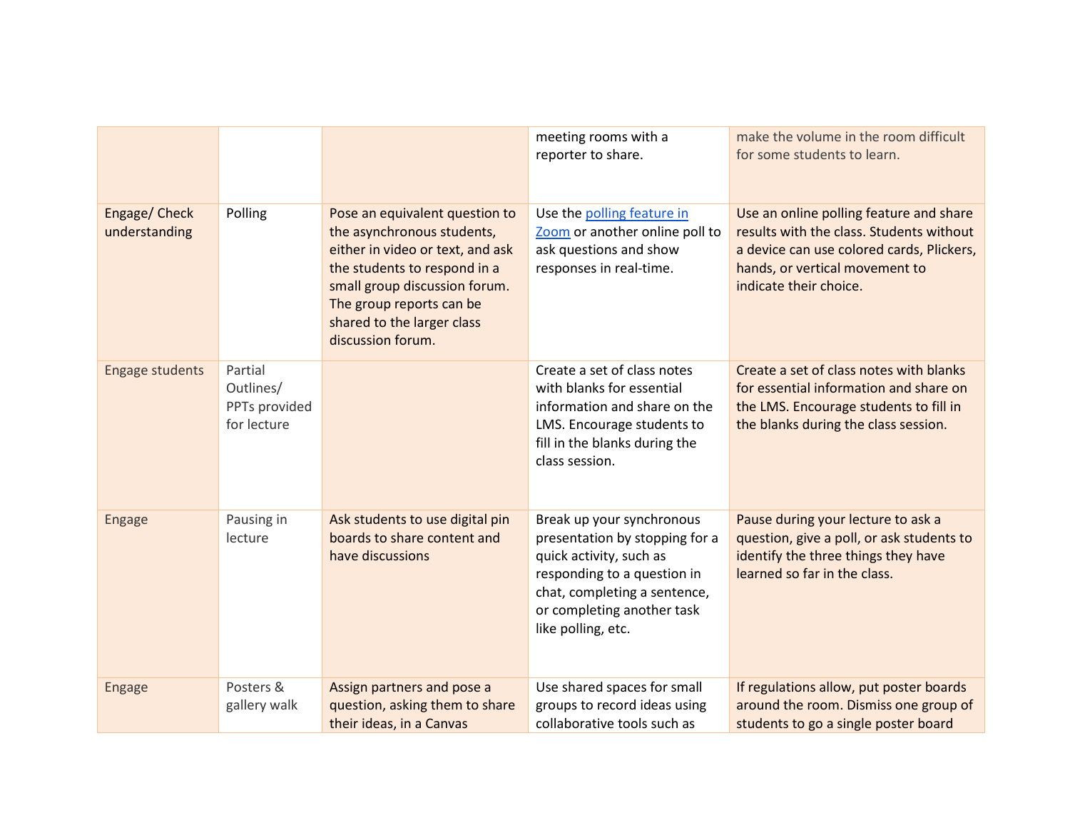| | | | | |
|---|---|---|---|---|
| | | | meeting rooms with a reporter to share. | make the volume in the room difficult for some students to learn. |
| Engage/ Check understanding | Polling | Pose an equivalent question to the asynchronous students, either in video or text, and ask the students to respond in a small group discussion forum. The group reports can be shared to the larger class discussion forum. | Use the polling feature in Zoom or another online poll to ask questions and show responses in real-time. | Use an online polling feature and share results with the class. Students without a device can use colored cards, Plickers, hands, or vertical movement to indicate their choice. |
| Engage students | Partial Outlines/ PPTs provided for lecture | | Create a set of class notes with blanks for essential information and share on the LMS. Encourage students to fill in the blanks during the class session. | Create a set of class notes with blanks for essential information and share on the LMS. Encourage students to fill in the blanks during the class session. |
| Engage | Pausing in lecture | Ask students to use digital pin boards to share content and have discussions | Break up your synchronous presentation by stopping for a quick activity, such as responding to a question in chat, completing a sentence, or completing another task like polling, etc. | Pause during your lecture to ask a question, give a poll, or ask students to identify the three things they have learned so far in the class. |
| Engage | Posters & gallery walk | Assign partners and pose a question, asking them to share their ideas, in a Canvas | Use shared spaces for small groups to record ideas using collaborative tools such as | If regulations allow, put poster boards around the room. Dismiss one group of students to go a single poster board |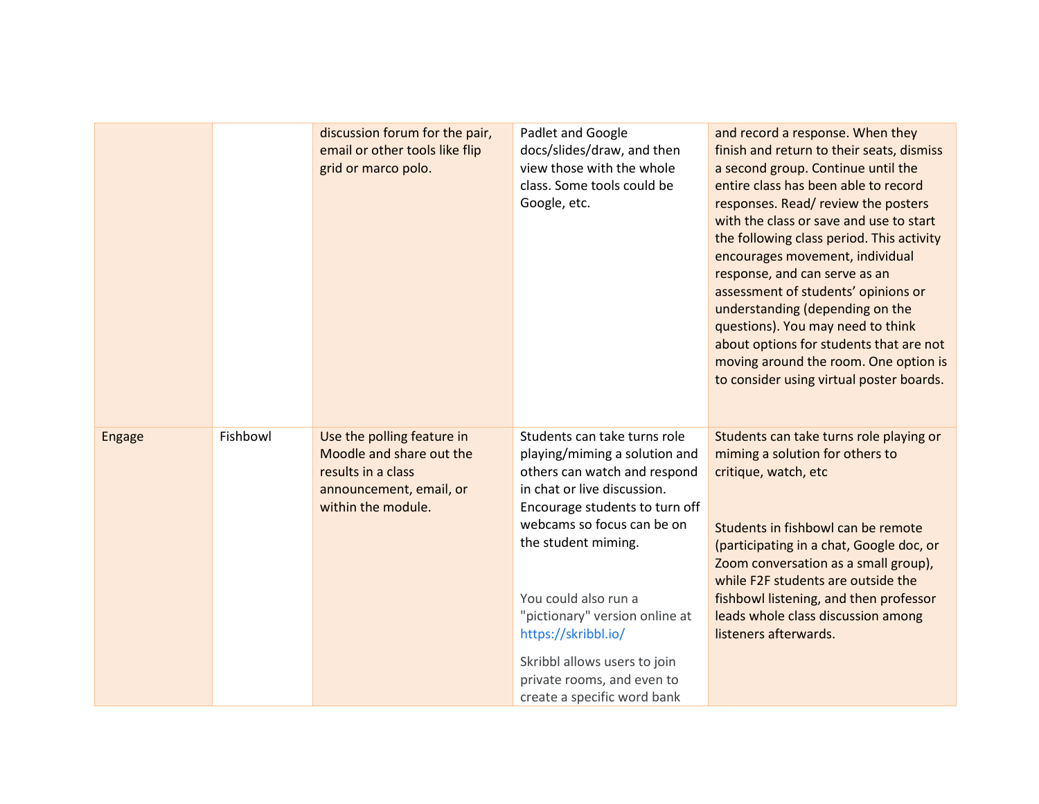| | | | | |
|---|---|---|---|---|
| | | discussion forum for the pair, email or other tools like flip grid or marco polo. | Padlet and Google docs/slides/draw, and then view those with the whole class. Some tools could be Google, etc. | and record a response. When they finish and return to their seats, dismiss a second group. Continue until the entire class has been able to record responses. Read/ review the posters with the class or save and use to start the following class period. This activity encourages movement, individual response, and can serve as an assessment of students' opinions or understanding (depending on the questions). You may need to think about options for students that are not moving around the room. One option is to consider using virtual poster boards. |
| Engage | Fishbowl | Use the polling feature in Moodle and share out the results in a class announcement, email, or within the module. | Students can take turns role playing/miming a solution and others can watch and respond in chat or live discussion. Encourage students to turn off webcams so focus can be on the student miming.<br><br>You could also run a "pictionary" version online at https://skribbl.io/<br><br>Skribbl allows users to join private rooms, and even to create a specific word bank | Students can take turns role playing or miming a solution for others to critique, watch, etc<br><br>Students in fishbowl can be remote (participating in a chat, Google doc, or Zoom conversation as a small group), while F2F students are outside the fishbowl listening, and then professor leads whole class discussion among listeners afterwards. |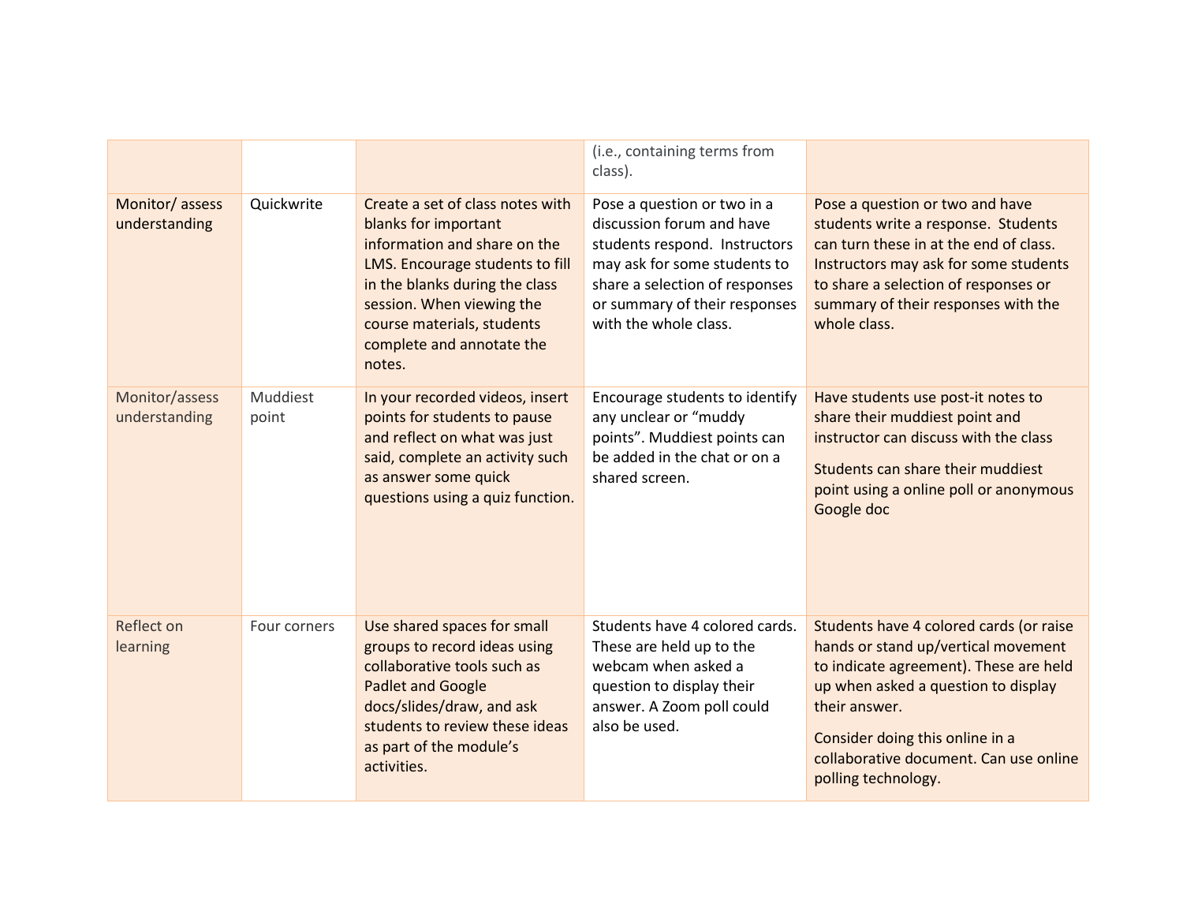| | | | (i.e., containing terms from class). | |
|---|---|---|---|---|
| Monitor/ assess understanding | Quickwrite | Create a set of class notes with blanks for important information and share on the LMS. Encourage students to fill in the blanks during the class session. When viewing the course materials, students complete and annotate the notes. | Pose a question or two in a discussion forum and have students respond. Instructors may ask for some students to share a selection of responses or summary of their responses with the whole class. | Pose a question or two and have students write a response. Students can turn these in at the end of class. Instructors may ask for some students to share a selection of responses or summary of their responses with the whole class. |
| Monitor/assess understanding | Muddiest point | In your recorded videos, insert points for students to pause and reflect on what was just said, complete an activity such as answer some quick questions using a quiz function. | Encourage students to identify any unclear or "muddy points". Muddiest points can be added in the chat or on a shared screen. | Have students use post-it notes to share their muddiest point and instructor can discuss with the class<br><br>Students can share their muddiest point using a online poll or anonymous Google doc |
| Reflect on learning | Four corners | Use shared spaces for small groups to record ideas using collaborative tools such as Padlet and Google docs/slides/draw, and ask students to review these ideas as part of the module's activities. | Students have 4 colored cards. These are held up to the webcam when asked a question to display their answer. A Zoom poll could also be used. | Students have 4 colored cards (or raise hands or stand up/vertical movement to indicate agreement). These are held up when asked a question to display their answer.<br><br>Consider doing this online in a collaborative document. Can use online polling technology. |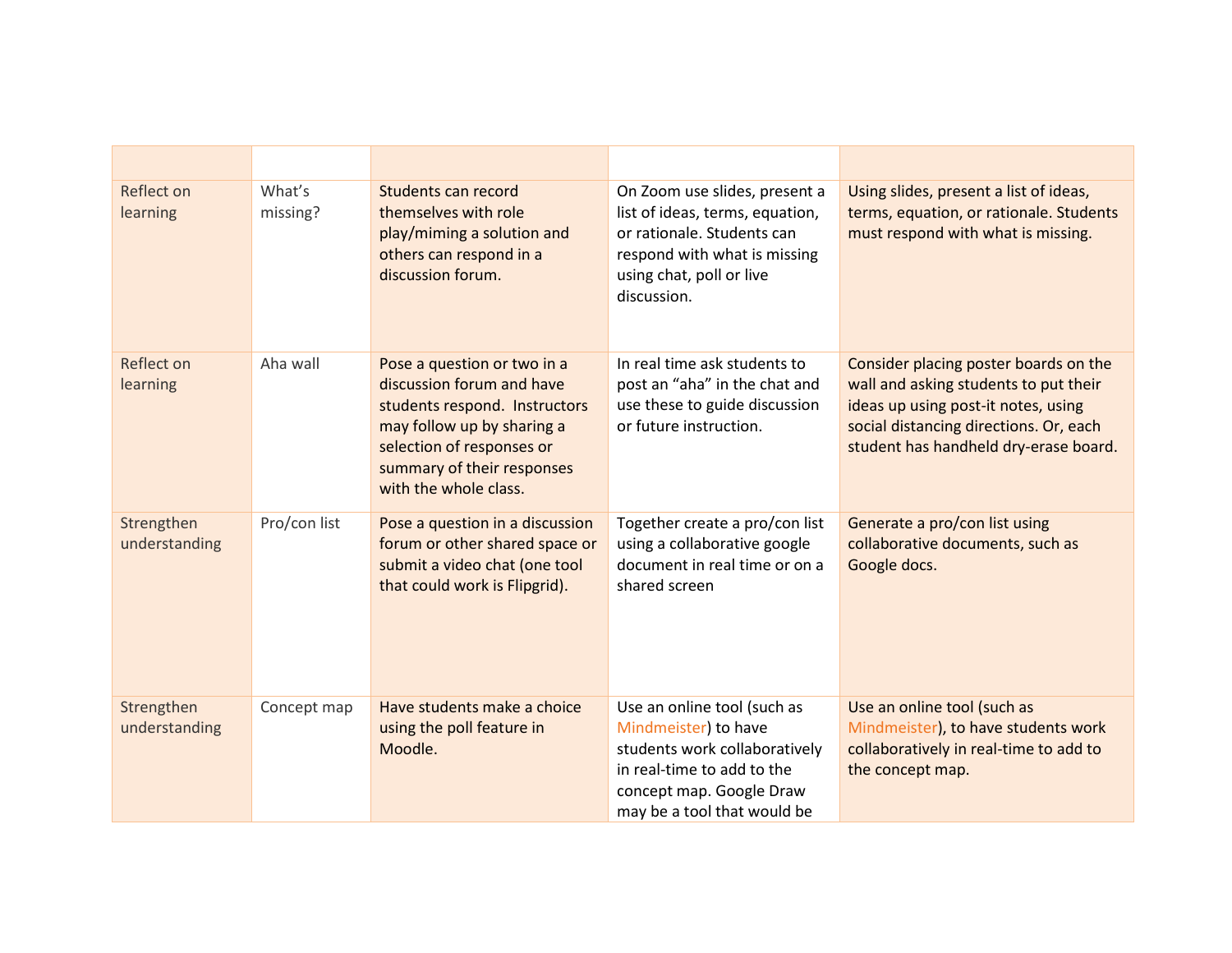| | | | | |
|---|---|---|---|---|
| Reflect on learning | What's missing? | Students can record themselves with role play/miming a solution and others can respond in a discussion forum. | On Zoom use slides, present a list of ideas, terms, equation, or rationale. Students can respond with what is missing using chat, poll or live discussion. | Using slides, present a list of ideas, terms, equation, or rationale. Students must respond with what is missing. |
| Reflect on learning | Aha wall | Pose a question or two in a discussion forum and have students respond. Instructors may follow up by sharing a selection of responses or summary of their responses with the whole class. | In real time ask students to post an "aha" in the chat and use these to guide discussion or future instruction. | Consider placing poster boards on the wall and asking students to put their ideas up using post-it notes, using social distancing directions. Or, each student has handheld dry-erase board. |
| Strengthen understanding | Pro/con list | Pose a question in a discussion forum or other shared space or submit a video chat (one tool that could work is Flipgrid). | Together create a pro/con list using a collaborative google document in real time or on a shared screen | Generate a pro/con list using collaborative documents, such as Google docs. |
| Strengthen understanding | Concept map | Have students make a choice using the poll feature in Moodle. | Use an online tool (such as Mindmeister) to have students work collaboratively in real-time to add to the concept map. Google Draw may be a tool that would be | Use an online tool (such as Mindmeister), to have students work collaboratively in real-time to add to the concept map. |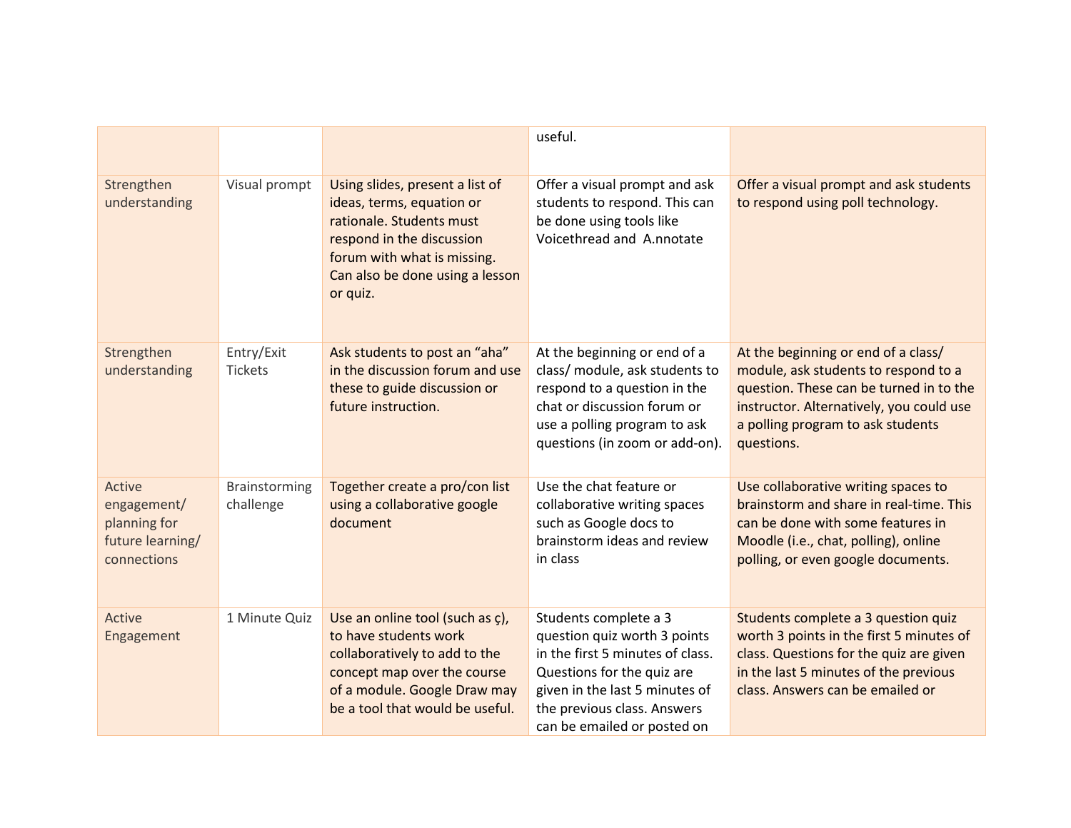| | | | useful. | |
|---|---|---|---|---|
| Strengthen understanding | Visual prompt | Using slides, present a list of ideas, terms, equation or rationale. Students must respond in the discussion forum with what is missing. Can also be done using a lesson or quiz. | Offer a visual prompt and ask students to respond. This can be done using tools like Voicethread and A.nnotate | Offer a visual prompt and ask students to respond using poll technology. |
| Strengthen understanding | Entry/Exit Tickets | Ask students to post an "aha" in the discussion forum and use these to guide discussion or future instruction. | At the beginning or end of a class/ module, ask students to respond to a question in the chat or discussion forum or use a polling program to ask questions (in zoom or add-on). | At the beginning or end of a class/ module, ask students to respond to a question. These can be turned in to the instructor. Alternatively, you could use a polling program to ask students questions. |
| Active engagement/ planning for future learning/ connections | Brainstorming challenge | Together create a pro/con list using a collaborative google document | Use the chat feature or collaborative writing spaces such as Google docs to brainstorm ideas and review in class | Use collaborative writing spaces to brainstorm and share in real-time. This can be done with some features in Moodle (i.e., chat, polling), online polling, or even google documents. |
| Active Engagement | 1 Minute Quiz | Use an online tool (such as ç), to have students work collaboratively to add to the concept map over the course of a module. Google Draw may be a tool that would be useful. | Students complete a 3 question quiz worth 3 points in the first 5 minutes of class. Questions for the quiz are given in the last 5 minutes of the previous class. Answers can be emailed or posted on | Students complete a 3 question quiz worth 3 points in the first 5 minutes of class. Questions for the quiz are given in the last 5 minutes of the previous class. Answers can be emailed or |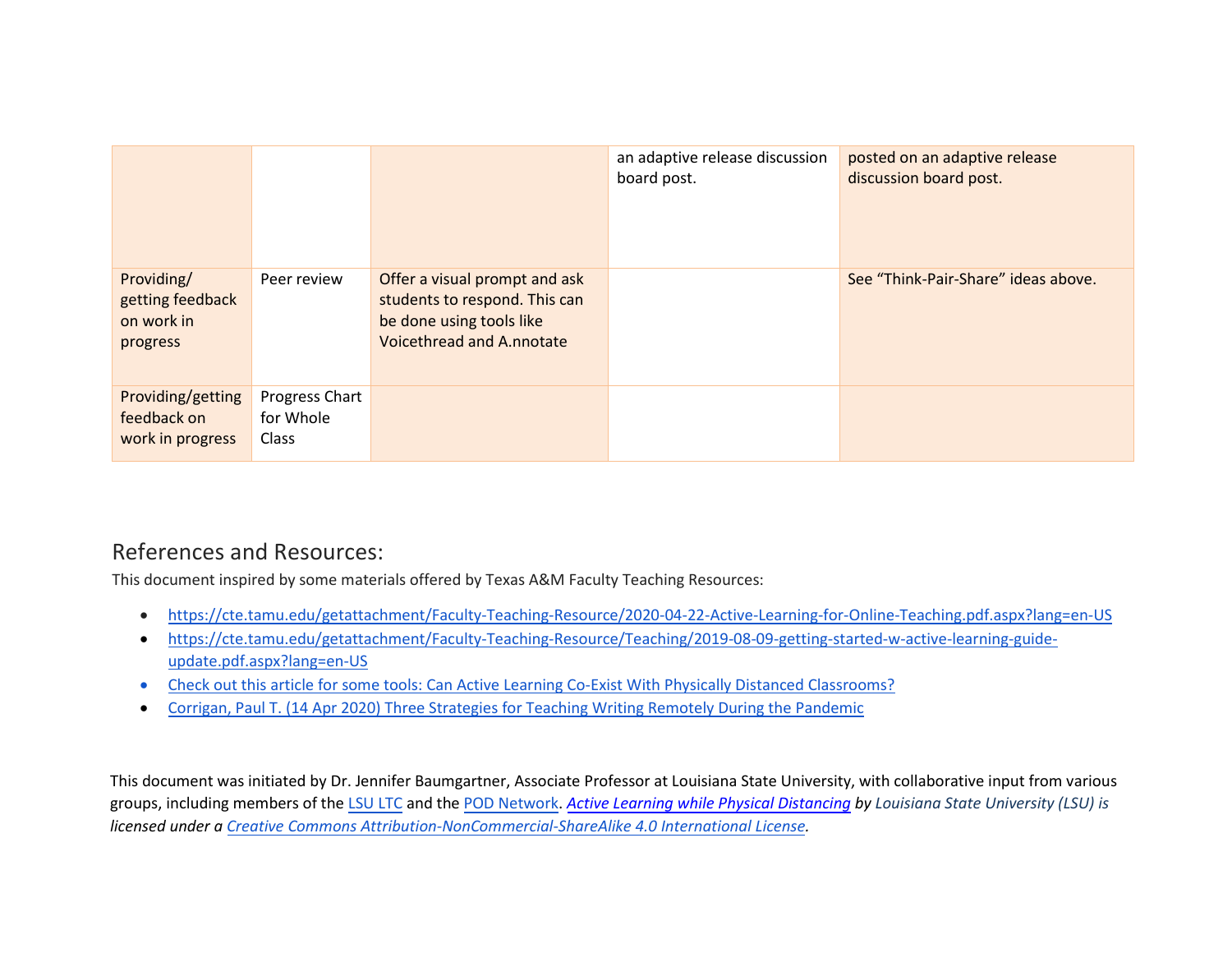| | | | | |
|---|---|---|---|---|
| | | | an adaptive release discussion board post. | posted on an adaptive release discussion board post. |
| Providing/ getting feedback on work in progress | Peer review | Offer a visual prompt and ask students to respond. This can be done using tools like Voicethread and A.nnotate | | See "Think-Pair-Share" ideas above. |
| Providing/getting feedback on work in progress | Progress Chart for Whole Class | | | |

## References and Resources:

This document inspired by some materials offered by Texas A&M Faculty Teaching Resources:

- https://cte.tamu.edu/getattachment/Faculty-Teaching-Resource/2020-04-22-Active-Learning-for-Online-Teaching.pdf.aspx?lang=en-US
- https://cte.tamu.edu/getattachment/Faculty-Teaching-Resource/Teaching/2019-08-09-getting-started-w-active-learning-guide-update.pdf.aspx?lang=en-US
- Check out this article for some tools: Can Active Learning Co-Exist With Physically Distanced Classrooms?
- Corrigan, Paul T. (14 Apr 2020) Three Strategies for Teaching Writing Remotely During the Pandemic

This document was initiated by Dr. Jennifer Baumgartner, Associate Professor at Louisiana State University, with collaborative input from various groups, including members of the LSU LTC and the POD Network. *Active Learning while Physical Distancing by Louisiana State University (LSU) is licensed under a Creative Commons Attribution-NonCommercial-ShareAlike 4.0 International License.*